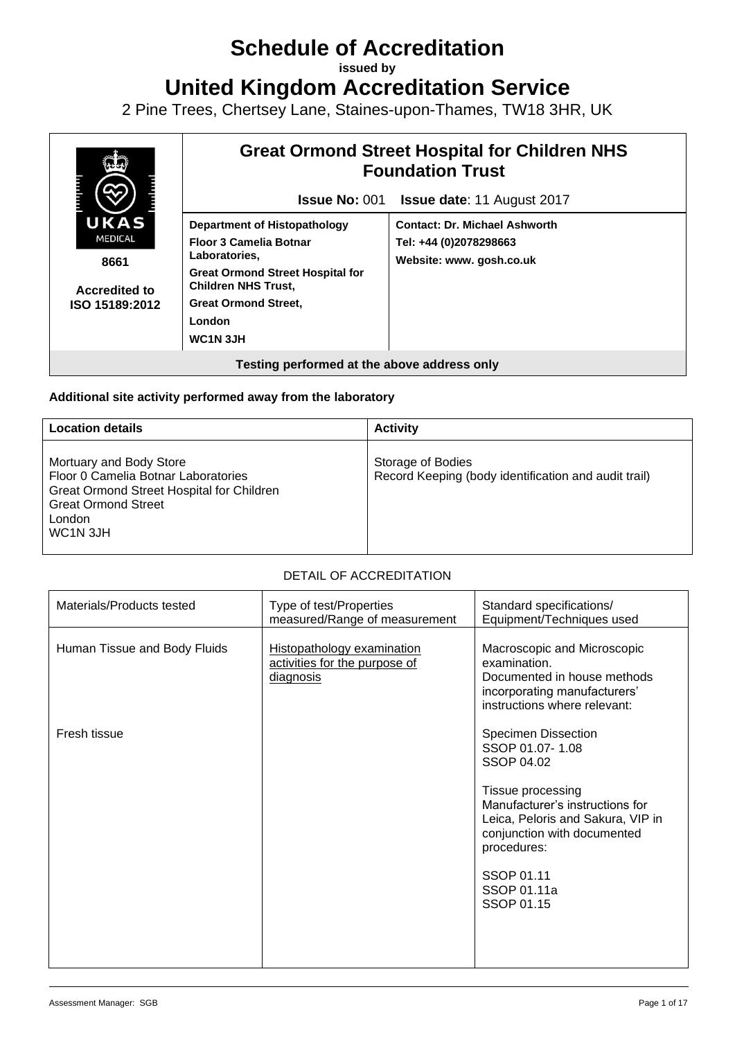# Schedule of Accreditation

**issued by**

# United Kingdom Accreditation Service

2 Pine Trees, Chertsey Lane, Staines-upon-Thames, TW18 3HR, UK

| UKAS MEDICAL 8661 Accredited to ISO 15189:2012 | **Great Ormond Street Hospital for Children NHS Foundation Trust** | |
|---|---|---|
| | **Issue No:** 001 | **Issue date**: 11 August 2017 |
| | **Department of Histopathology**<br>**Floor 3 Camelia Botnar Laboratories,**<br>**Great Ormond Street Hospital for Children NHS Trust,**<br>**Great Ormond Street,**<br>**London**<br>**WC1N 3JH** | **Contact: Dr. Michael Ashworth**<br>**Tel: +44 (0)2078298663**<br>**Website: www. gosh.co.uk** |
| **Testing performed at the above address only** | | |

**Additional site activity performed away from the laboratory**

| Location details | Activity |
|---|---|
| Mortuary and Body Store<br>Floor 0 Camelia Botnar Laboratories<br>Great Ormond Street Hospital for Children<br>Great Ormond Street<br>London<br>WC1N 3JH | Storage of Bodies<br>Record Keeping (body identification and audit trail) |

DETAIL OF ACCREDITATION

| Materials/Products tested | Type of test/Properties measured/Range of measurement | Standard specifications/ Equipment/Techniques used |
|---|---|---|
| Human Tissue and Body Fluids | Histopathology examination activities for the purpose of diagnosis | Macroscopic and Microscopic examination.<br>Documented in house methods incorporating manufacturers' instructions where relevant: |
| Fresh tissue | | Specimen Dissection<br>SSOP 01.07- 1.08<br>SSOP 04.02 |
| | | Tissue processing<br>Manufacturer's instructions for Leica, Peloris and Sakura, VIP in conjunction with documented procedures: |
| | | SSOP 01.11<br>SSOP 01.11a<br>SSOP 01.15 |

Assessment Manager: SGB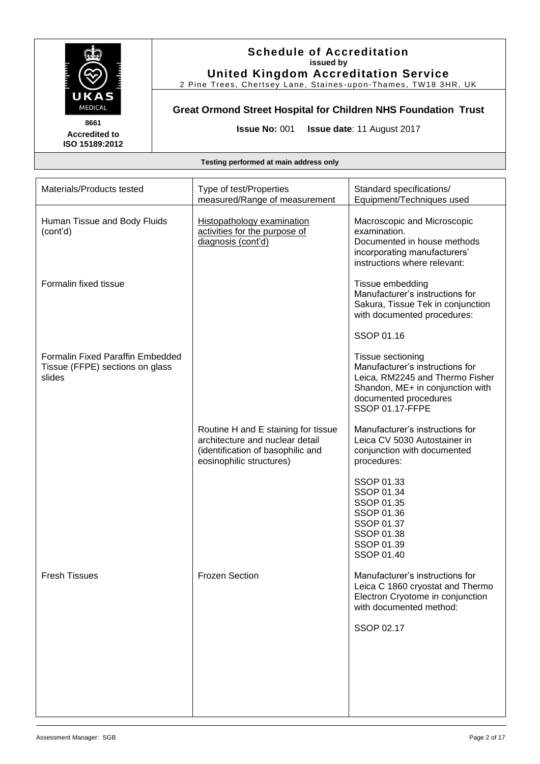**Schedule of Accreditation**
**issued by**
**United Kingdom Accreditation Service**
2 Pine Trees, Chertsey Lane, Staines-upon-Thames, TW18 3HR, UK

UKAS MEDICAL

**8661**
**Accredited to ISO 15189:2012**

## Great Ormond Street Hospital for Children NHS Foundation Trust

**Issue No:** 001 **Issue date**: 11 August 2017

**Testing performed at main address only**

| Materials/Products tested | Type of test/Properties measured/Range of measurement | Standard specifications/ Equipment/Techniques used |
|---|---|---|
| Human Tissue and Body Fluids (cont'd) | Histopathology examination activities for the purpose of diagnosis (cont'd) | Macroscopic and Microscopic examination. Documented in house methods incorporating manufacturers' instructions where relevant: |
| Formalin fixed tissue | | Tissue embedding Manufacturer's instructions for Sakura, Tissue Tek in conjunction with documented procedures: SSOP 01.16 |
| Formalin Fixed Paraffin Embedded Tissue (FFPE) sections on glass slides | | Tissue sectioning Manufacturer's instructions for Leica, RM2245 and Thermo Fisher Shandon, ME+ in conjunction with documented procedures SSOP 01.17-FFPE |
| | Routine H and E staining for tissue architecture and nuclear detail (identification of basophilic and eosinophilic structures) | Manufacturer's instructions for Leica CV 5030 Autostainer in conjunction with documented procedures: SSOP 01.33 SSOP 01.34 SSOP 01.35 SSOP 01.36 SSOP 01.37 SSOP 01.38 SSOP 01.39 SSOP 01.40 |
| Fresh Tissues | Frozen Section | Manufacturer's instructions for Leica C 1860 cryostat and Thermo Electron Cryotome in conjunction with documented method: SSOP 02.17 |

Assessment Manager: SGB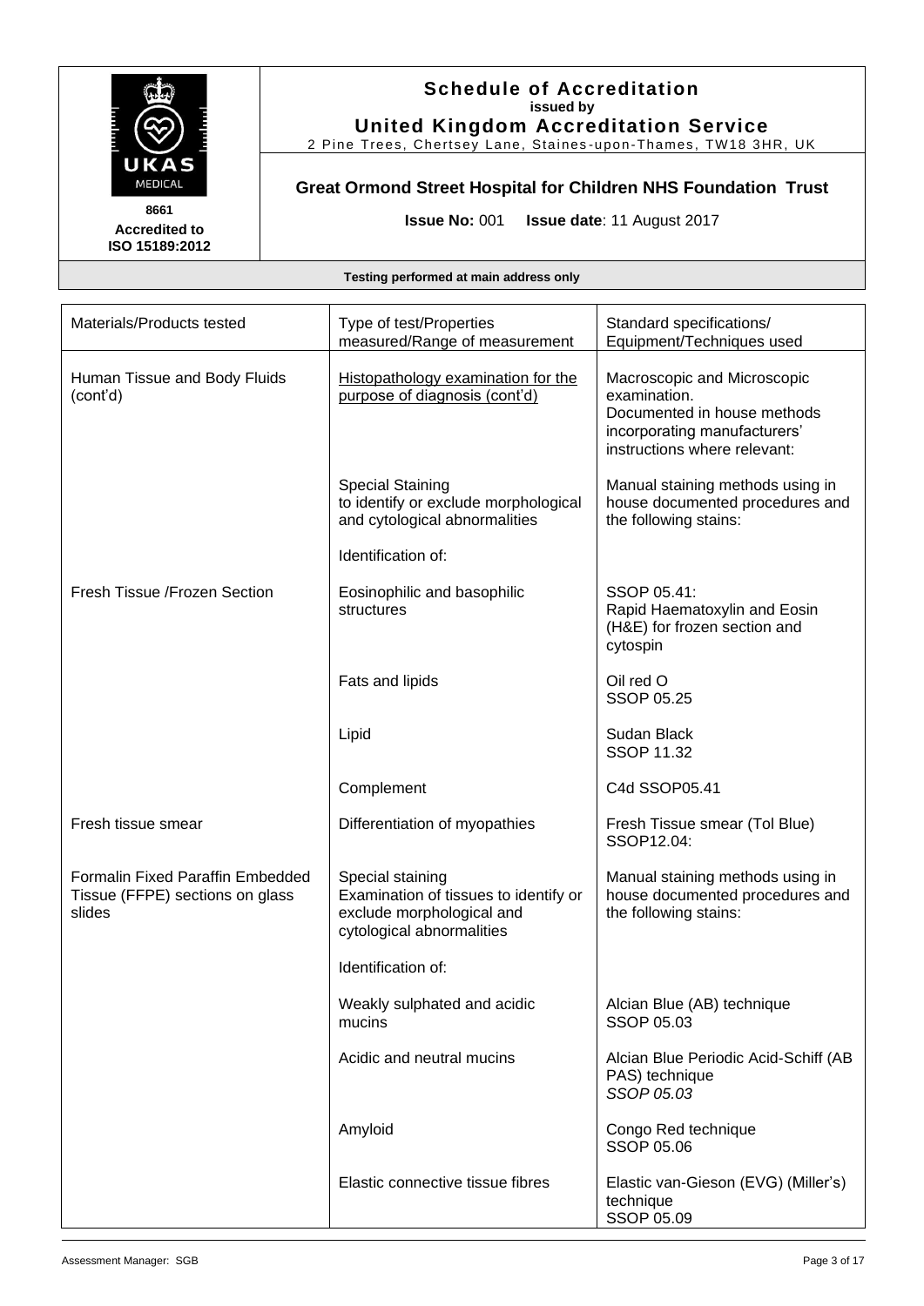# Schedule of Accreditation

**issued by**

**United Kingdom Accreditation Service**

2 Pine Trees, Chertsey Lane, Staines-upon-Thames, TW18 3HR, UK

**8661**
**Accredited to ISO 15189:2012**

## Great Ormond Street Hospital for Children NHS Foundation Trust

**Issue No:** 001 **Issue date**: 11 August 2017

**Testing performed at main address only**

| Materials/Products tested | Type of test/Properties measured/Range of measurement | Standard specifications/ Equipment/Techniques used |
|---|---|---|
| Human Tissue and Body Fluids (cont'd) | Histopathology examination for the purpose of diagnosis (cont'd) | Macroscopic and Microscopic examination. Documented in house methods incorporating manufacturers' instructions where relevant: |
| | Special Staining to identify or exclude morphological and cytological abnormalities | Manual staining methods using in house documented procedures and the following stains: |
| | Identification of: | |
| Fresh Tissue /Frozen Section | Eosinophilic and basophilic structures | SSOP 05.41: Rapid Haematoxylin and Eosin (H&E) for frozen section and cytospin |
| | Fats and lipids | Oil red O SSOP 05.25 |
| | Lipid | Sudan Black SSOP 11.32 |
| | Complement | C4d SSOP05.41 |
| Fresh tissue smear | Differentiation of myopathies | Fresh Tissue smear (Tol Blue) SSOP12.04: |
| Formalin Fixed Paraffin Embedded Tissue (FFPE) sections on glass slides | Special staining Examination of tissues to identify or exclude morphological and cytological abnormalities | Manual staining methods using in house documented procedures and the following stains: |
| | Identification of: | |
| | Weakly sulphated and acidic mucins | Alcian Blue (AB) technique SSOP 05.03 |
| | Acidic and neutral mucins | Alcian Blue Periodic Acid-Schiff (AB PAS) technique *SSOP 05.03* |
| | Amyloid | Congo Red technique SSOP 05.06 |
| | Elastic connective tissue fibres | Elastic van-Gieson (EVG) (Miller's) technique SSOP 05.09 |

Assessment Manager: SGB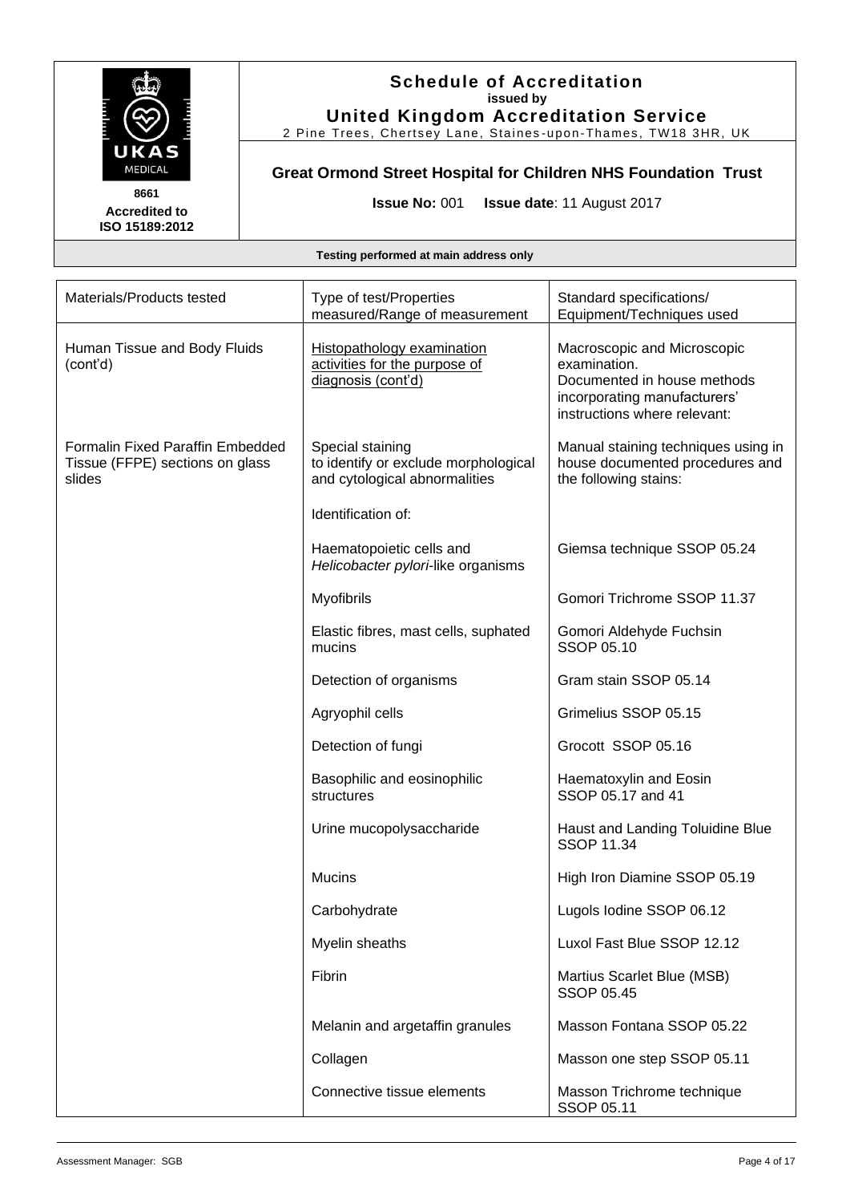# Schedule of Accreditation

**issued by**

**United Kingdom Accreditation Service**

2 Pine Trees, Chertsey Lane, Staines-upon-Thames, TW18 3HR, UK

**8661**
**Accredited to ISO 15189:2012**

## Great Ormond Street Hospital for Children NHS Foundation Trust

**Issue No:** 001 **Issue date**: 11 August 2017

**Testing performed at main address only**

| Materials/Products tested | Type of test/Properties measured/Range of measurement | Standard specifications/ Equipment/Techniques used |
|---|---|---|
| Human Tissue and Body Fluids (cont'd) | Histopathology examination activities for the purpose of diagnosis (cont'd) | Macroscopic and Microscopic examination. Documented in house methods incorporating manufacturers' instructions where relevant: |
| Formalin Fixed Paraffin Embedded Tissue (FFPE) sections on glass slides | Special staining to identify or exclude morphological and cytological abnormalities | Manual staining techniques using in house documented procedures and the following stains: |
| | Identification of: | |
| | Haematopoietic cells and *Helicobacter pylori*-like organisms | Giemsa technique SSOP 05.24 |
| | Myofibrils | Gomori Trichrome SSOP 11.37 |
| | Elastic fibres, mast cells, suphated mucins | Gomori Aldehyde Fuchsin SSOP 05.10 |
| | Detection of organisms | Gram stain SSOP 05.14 |
| | Agryophil cells | Grimelius SSOP 05.15 |
| | Detection of fungi | Grocott SSOP 05.16 |
| | Basophilic and eosinophilic structures | Haematoxylin and Eosin SSOP 05.17 and 41 |
| | Urine mucopolysaccharide | Haust and Landing Toluidine Blue SSOP 11.34 |
| | Mucins | High Iron Diamine SSOP 05.19 |
| | Carbohydrate | Lugols Iodine SSOP 06.12 |
| | Myelin sheaths | Luxol Fast Blue SSOP 12.12 |
| | Fibrin | Martius Scarlet Blue (MSB) SSOP 05.45 |
| | Melanin and argetaffin granules | Masson Fontana SSOP 05.22 |
| | Collagen | Masson one step SSOP 05.11 |
| | Connective tissue elements | Masson Trichrome technique SSOP 05.11 |

Assessment Manager: SGB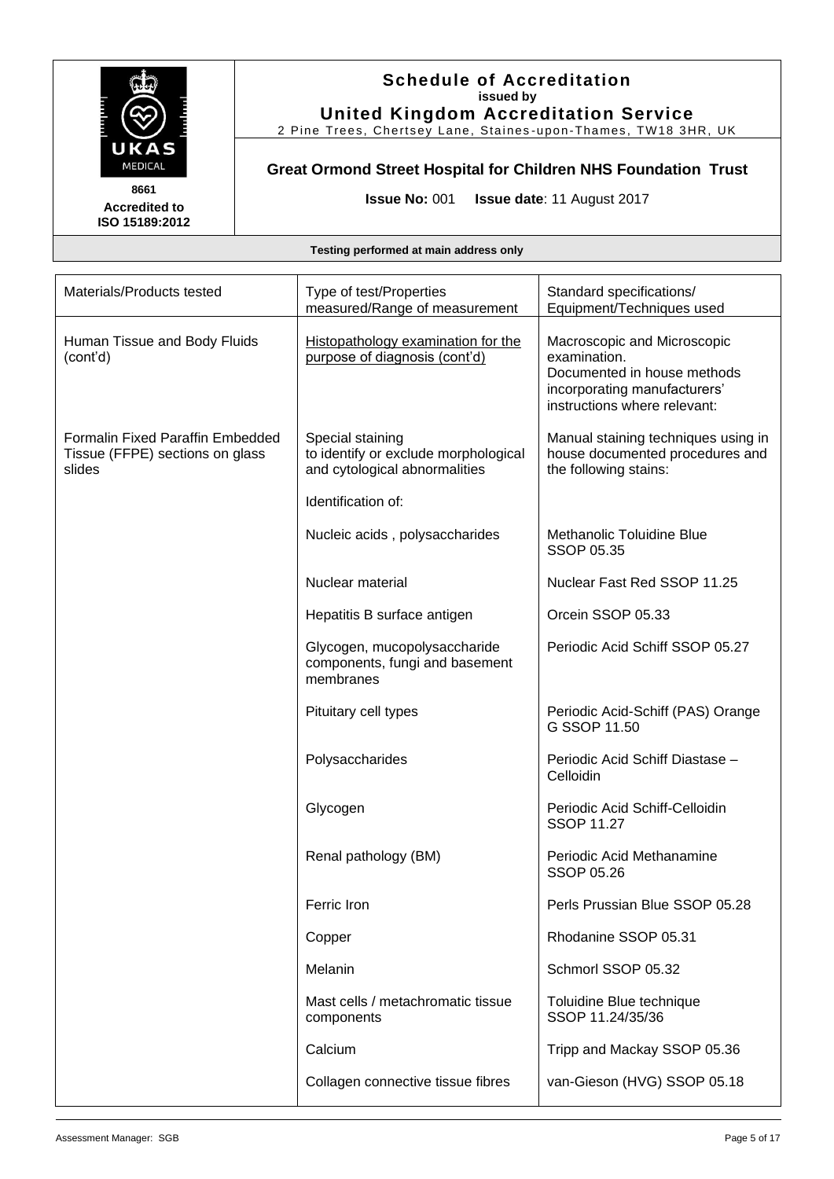**Schedule of Accreditation**
**issued by**
**United Kingdom Accreditation Service**
2 Pine Trees, Chertsey Lane, Staines-upon-Thames, TW18 3HR, UK

**8661**
**Accredited to ISO 15189:2012**

**Great Ormond Street Hospital for Children NHS Foundation Trust**

**Issue No:** 001 **Issue date**: 11 August 2017

**Testing performed at main address only**

| Materials/Products tested | Type of test/Properties measured/Range of measurement | Standard specifications/ Equipment/Techniques used |
|---|---|---|
| Human Tissue and Body Fluids (cont'd) | Histopathology examination for the purpose of diagnosis (cont'd) | Macroscopic and Microscopic examination. Documented in house methods incorporating manufacturers' instructions where relevant: |
| Formalin Fixed Paraffin Embedded Tissue (FFPE) sections on glass slides | Special staining to identify or exclude morphological and cytological abnormalities | Manual staining techniques using in house documented procedures and the following stains: |
| | Identification of: | |
| | Nucleic acids , polysaccharides | Methanolic Toluidine Blue SSOP 05.35 |
| | Nuclear material | Nuclear Fast Red SSOP 11.25 |
| | Hepatitis B surface antigen | Orcein SSOP 05.33 |
| | Glycogen, mucopolysaccharide components, fungi and basement membranes | Periodic Acid Schiff SSOP 05.27 |
| | Pituitary cell types | Periodic Acid-Schiff (PAS) Orange G SSOP 11.50 |
| | Polysaccharides | Periodic Acid Schiff Diastase – Celloidin |
| | Glycogen | Periodic Acid Schiff-Celloidin SSOP 11.27 |
| | Renal pathology (BM) | Periodic Acid Methanamine SSOP 05.26 |
| | Ferric Iron | Perls Prussian Blue SSOP 05.28 |
| | Copper | Rhodanine SSOP 05.31 |
| | Melanin | Schmorl SSOP 05.32 |
| | Mast cells / metachromatic tissue components | Toluidine Blue technique SSOP 11.24/35/36 |
| | Calcium | Tripp and Mackay SSOP 05.36 |
| | Collagen connective tissue fibres | van-Gieson (HVG) SSOP 05.18 |

Assessment Manager: SGB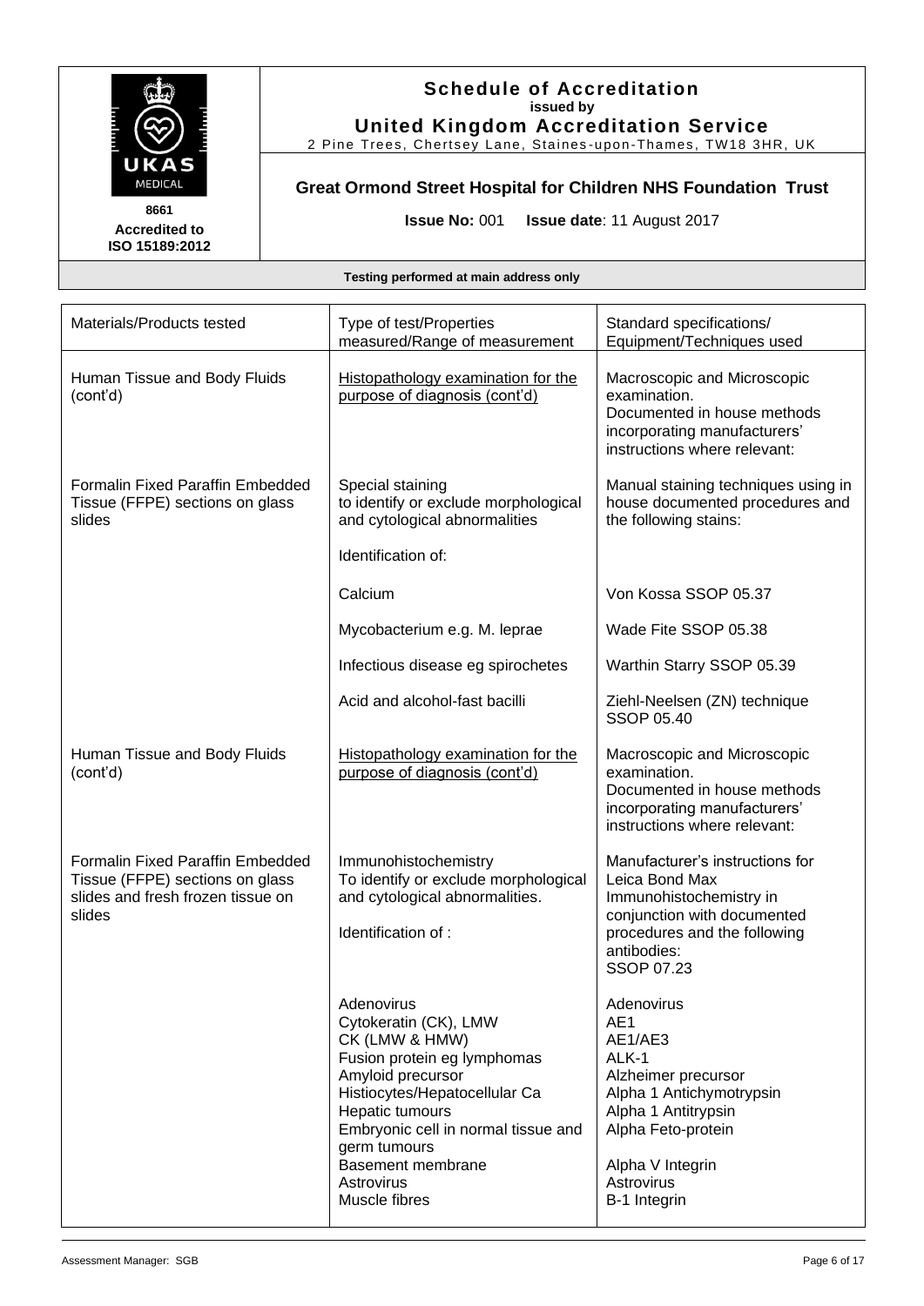# Schedule of Accreditation
**issued by**
**United Kingdom Accreditation Service**
2 Pine Trees, Chertsey Lane, Staines-upon-Thames, TW18 3HR, UK

8661
Accredited to
ISO 15189:2012

## Great Ormond Street Hospital for Children NHS Foundation Trust

**Issue No:** 001 **Issue date**: 11 August 2017

**Testing performed at main address only**

| Materials/Products tested | Type of test/Properties measured/Range of measurement | Standard specifications/ Equipment/Techniques used |
|---|---|---|
| Human Tissue and Body Fluids (cont'd) | Histopathology examination for the purpose of diagnosis (cont'd) | Macroscopic and Microscopic examination.<br>Documented in house methods incorporating manufacturers' instructions where relevant: |
| Formalin Fixed Paraffin Embedded Tissue (FFPE) sections on glass slides | Special staining to identify or exclude morphological and cytological abnormalities<br><br>Identification of: | Manual staining techniques using in house documented procedures and the following stains: |
| | Calcium | Von Kossa SSOP 05.37 |
| | Mycobacterium e.g. M. leprae | Wade Fite SSOP 05.38 |
| | Infectious disease eg spirochetes | Warthin Starry SSOP 05.39 |
| | Acid and alcohol-fast bacilli | Ziehl-Neelsen (ZN) technique SSOP 05.40 |
| Human Tissue and Body Fluids (cont'd) | Histopathology examination for the purpose of diagnosis (cont'd) | Macroscopic and Microscopic examination.<br>Documented in house methods incorporating manufacturers' instructions where relevant: |
| Formalin Fixed Paraffin Embedded Tissue (FFPE) sections on glass slides and fresh frozen tissue on slides | Immunohistochemistry<br>To identify or exclude morphological and cytological abnormalities.<br><br>Identification of : | Manufacturer's instructions for Leica Bond Max Immunohistochemistry in conjunction with documented procedures and the following antibodies:<br>SSOP 07.23 |
| | Adenovirus | Adenovirus |
| | Cytokeratin (CK), LMW | AE1 |
| | CK (LMW & HMW) | AE1/AE3 |
| | Fusion protein eg lymphomas | ALK-1 |
| | Amyloid precursor | Alzheimer precursor |
| | Histiocytes/Hepatocellular Ca | Alpha 1 Antichymotrypsin |
| | Hepatic tumours | Alpha 1 Antitrypsin |
| | Embryonic cell in normal tissue and germ tumours | Alpha Feto-protein |
| | Basement membrane | Alpha V Integrin |
| | Astrovirus | Astrovirus |
| | Muscle fibres | B-1 Integrin |

Assessment Manager: SGB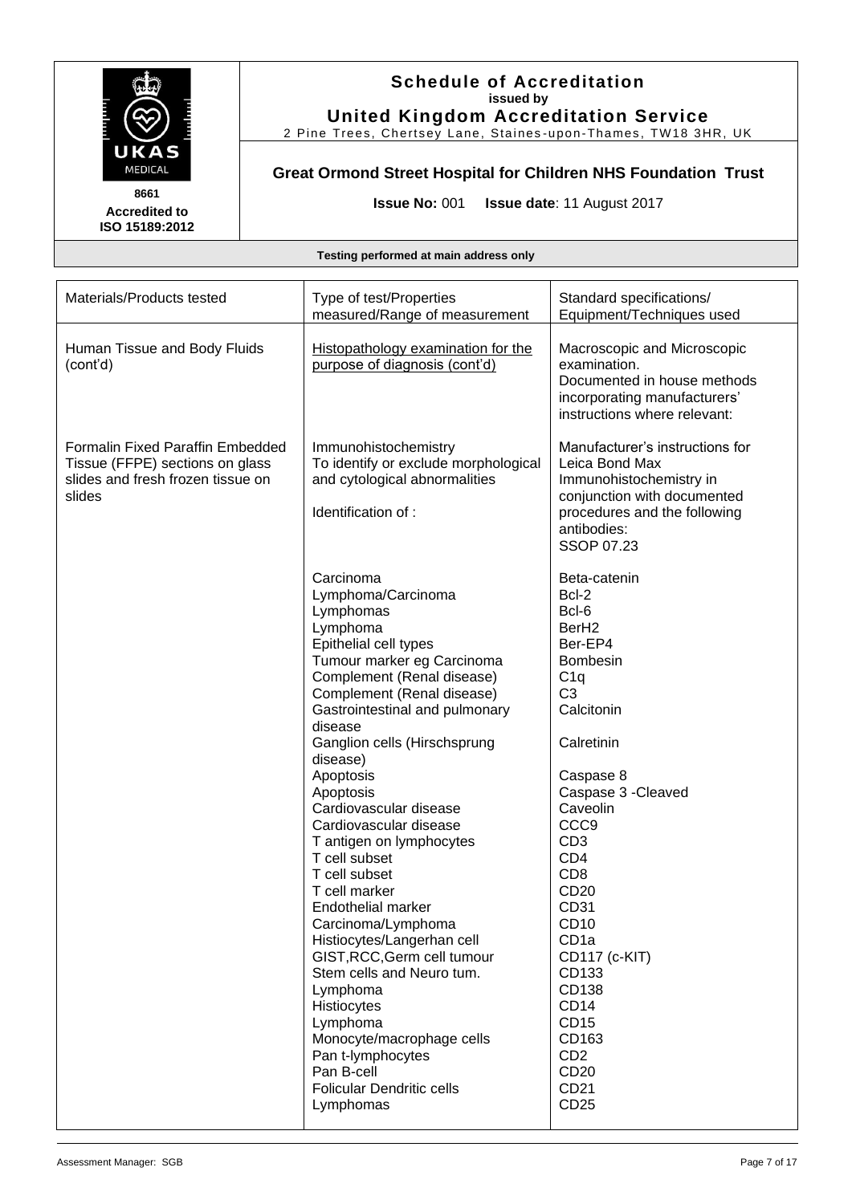**Schedule of Accreditation**
**issued by**
**United Kingdom Accreditation Service**
2 Pine Trees, Chertsey Lane, Staines-upon-Thames, TW18 3HR, UK

UKAS MEDICAL

8661
**Accredited to ISO 15189:2012**

## Great Ormond Street Hospital for Children NHS Foundation Trust

**Issue No:** 001 **Issue date**: 11 August 2017

**Testing performed at main address only**

| Materials/Products tested | Type of test/Properties measured/Range of measurement | Standard specifications/ Equipment/Techniques used |
|---|---|---|
| Human Tissue and Body Fluids (cont'd) | Histopathology examination for the purpose of diagnosis (cont'd) | Macroscopic and Microscopic examination. Documented in house methods incorporating manufacturers' instructions where relevant: |
| Formalin Fixed Paraffin Embedded Tissue (FFPE) sections on glass slides and fresh frozen tissue on slides | Immunohistochemistry To identify or exclude morphological and cytological abnormalities<br><br>Identification of : | Manufacturer's instructions for Leica Bond Max Immunohistochemistry in conjunction with documented procedures and the following antibodies: SSOP 07.23 |
| | Carcinoma | Beta-catenin |
| | Lymphoma/Carcinoma | Bcl-2 |
| | Lymphomas | Bcl-6 |
| | Lymphoma | BerH2 |
| | Epithelial cell types | Ber-EP4 |
| | Tumour marker eg Carcinoma | Bombesin |
| | Complement (Renal disease) | C1q |
| | Complement (Renal disease) | C3 |
| | Gastrointestinal and pulmonary disease | Calcitonin |
| | Ganglion cells (Hirschsprung disease) | Calretinin |
| | Apoptosis | Caspase 8 |
| | Apoptosis | Caspase 3 -Cleaved |
| | Cardiovascular disease | Caveolin |
| | Cardiovascular disease | CCC9 |
| | T antigen on lymphocytes | CD3 |
| | T cell subset | CD4 |
| | T cell subset | CD8 |
| | T cell marker | CD20 |
| | Endothelial marker | CD31 |
| | Carcinoma/Lymphoma | CD10 |
| | Histiocytes/Langerhan cell | CD1a |
| | GIST,RCC,Germ cell tumour | CD117 (c-KIT) |
| | Stem cells and Neuro tum. | CD133 |
| | Lymphoma | CD138 |
| | Histiocytes | CD14 |
| | Lymphoma | CD15 |
| | Monocyte/macrophage cells | CD163 |
| | Pan t-lymphocytes | CD2 |
| | Pan B-cell | CD20 |
| | Folicular Dendritic cells | CD21 |
| | Lymphomas | CD25 |

Assessment Manager: SGB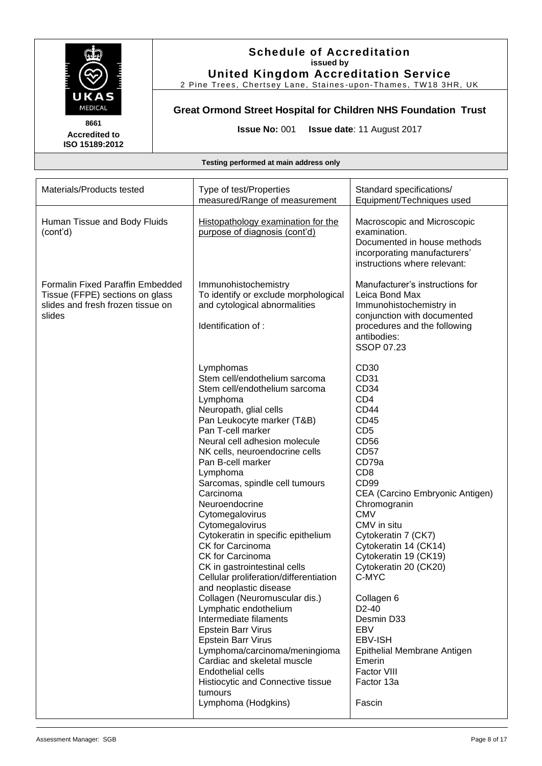# Schedule of Accreditation

issued by

**United Kingdom Accreditation Service**

2 Pine Trees, Chertsey Lane, Staines-upon-Thames, TW18 3HR, UK

8661
Accredited to
ISO 15189:2012

## Great Ormond Street Hospital for Children NHS Foundation Trust

**Issue No:** 001 **Issue date**: 11 August 2017

**Testing performed at main address only**

| Materials/Products tested | Type of test/Properties measured/Range of measurement | Standard specifications/ Equipment/Techniques used |
|---|---|---|
| Human Tissue and Body Fluids (cont'd) | Histopathology examination for the purpose of diagnosis (cont'd) | Macroscopic and Microscopic examination. Documented in house methods incorporating manufacturers' instructions where relevant: |
| Formalin Fixed Paraffin Embedded Tissue (FFPE) sections on glass slides and fresh frozen tissue on slides | Immunohistochemistry To identify or exclude morphological and cytological abnormalities<br><br>Identification of : | Manufacturer's instructions for Leica Bond Max Immunohistochemistry in conjunction with documented procedures and the following antibodies: SSOP 07.23 |
| | Lymphomas | CD30 |
| | Stem cell/endothelium sarcoma | CD31 |
| | Stem cell/endothelium sarcoma | CD34 |
| | Lymphoma | CD4 |
| | Neuropath, glial cells | CD44 |
| | Pan Leukocyte marker (T&B) | CD45 |
| | Pan T-cell marker | CD5 |
| | Neural cell adhesion molecule | CD56 |
| | NK cells, neuroendocrine cells | CD57 |
| | Pan B-cell marker | CD79a |
| | Lymphoma | CD8 |
| | Sarcomas, spindle cell tumours | CD99 |
| | Carcinoma | CEA (Carcino Embryonic Antigen) |
| | Neuroendocrine | Chromogranin |
| | Cytomegalovirus | CMV |
| | Cytomegalovirus | CMV in situ |
| | Cytokeratin in specific epithelium | Cytokeratin 7 (CK7) |
| | CK for Carcinoma | Cytokeratin 14 (CK14) |
| | CK for Carcinoma | Cytokeratin 19 (CK19) |
| | CK in gastrointestinal cells | Cytokeratin 20 (CK20) |
| | Cellular proliferation/differentiation and neoplastic disease | C-MYC |
| | Collagen (Neuromuscular dis.) | Collagen 6 |
| | Lymphatic endothelium | D2-40 |
| | Intermediate filaments | Desmin D33 |
| | Epstein Barr Virus | EBV |
| | Epstein Barr Virus | EBV-ISH |
| | Lymphoma/carcinoma/meningioma | Epithelial Membrane Antigen |
| | Cardiac and skeletal muscle | Emerin |
| | Endothelial cells | Factor VIII |
| | Histiocytic and Connective tissue tumours | Factor 13a |
| | Lymphoma (Hodgkins) | Fascin |

Assessment Manager: SGB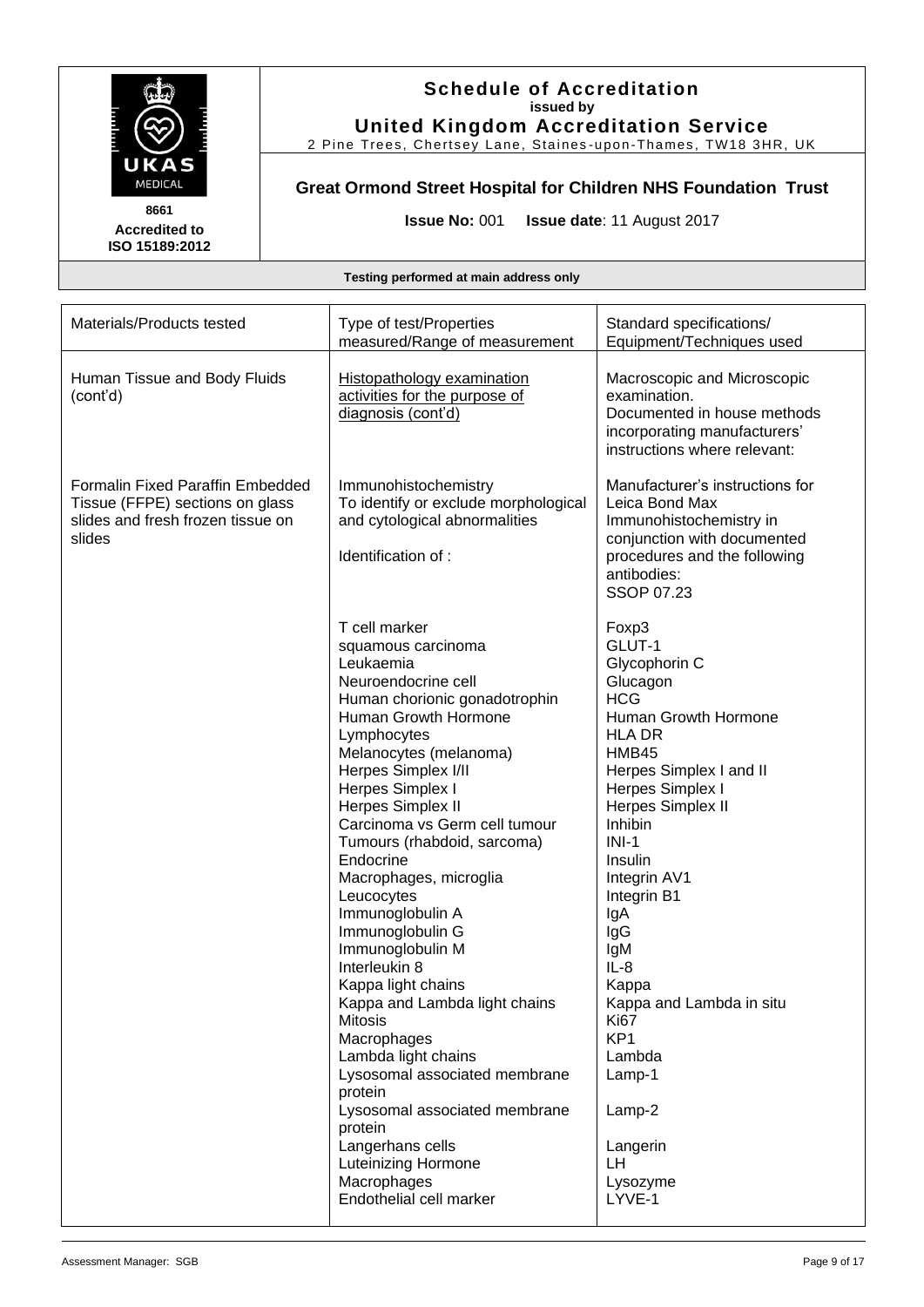**Schedule of Accreditation**
issued by
**United Kingdom Accreditation Service**
2 Pine Trees, Chertsey Lane, Staines-upon-Thames, TW18 3HR, UK

8661
Accredited to
ISO 15189:2012

**Great Ormond Street Hospital for Children NHS Foundation Trust**

**Issue No:** 001 **Issue date**: 11 August 2017

**Testing performed at main address only**

| Materials/Products tested | Type of test/Properties measured/Range of measurement | Standard specifications/ Equipment/Techniques used |
|---|---|---|
| Human Tissue and Body Fluids (cont'd) | Histopathology examination activities for the purpose of diagnosis (cont'd) | Macroscopic and Microscopic examination. Documented in house methods incorporating manufacturers' instructions where relevant: |
| Formalin Fixed Paraffin Embedded Tissue (FFPE) sections on glass slides and fresh frozen tissue on slides | Immunohistochemistry To identify or exclude morphological and cytological abnormalities<br><br>Identification of : | Manufacturer's instructions for Leica Bond Max Immunohistochemistry in conjunction with documented procedures and the following antibodies: SSOP 07.23 |
| | T cell marker | Foxp3 |
| | squamous carcinoma | GLUT-1 |
| | Leukaemia | Glycophorin C |
| | Neuroendocrine cell | Glucagon |
| | Human chorionic gonadotrophin | HCG |
| | Human Growth Hormone | Human Growth Hormone |
| | Lymphocytes | HLA DR |
| | Melanocytes (melanoma) | HMB45 |
| | Herpes Simplex I/II | Herpes Simplex I and II |
| | Herpes Simplex I | Herpes Simplex I |
| | Herpes Simplex II | Herpes Simplex II |
| | Carcinoma vs Germ cell tumour | Inhibin |
| | Tumours (rhabdoid, sarcoma) | INI-1 |
| | Endocrine | Insulin |
| | Macrophages, microglia | Integrin AV1 |
| | Leucocytes | Integrin B1 |
| | Immunoglobulin A | IgA |
| | Immunoglobulin G | IgG |
| | Immunoglobulin M | IgM |
| | Interleukin 8 | IL-8 |
| | Kappa light chains | Kappa |
| | Kappa and Lambda light chains | Kappa and Lambda in situ |
| | Mitosis | Ki67 |
| | Macrophages | KP1 |
| | Lambda light chains | Lambda |
| | Lysosomal associated membrane protein | Lamp-1 |
| | Lysosomal associated membrane protein | Lamp-2 |
| | Langerhans cells | Langerin |
| | Luteinizing Hormone | LH |
| | Macrophages | Lysozyme |
| | Endothelial cell marker | LYVE-1 |

Assessment Manager: SGB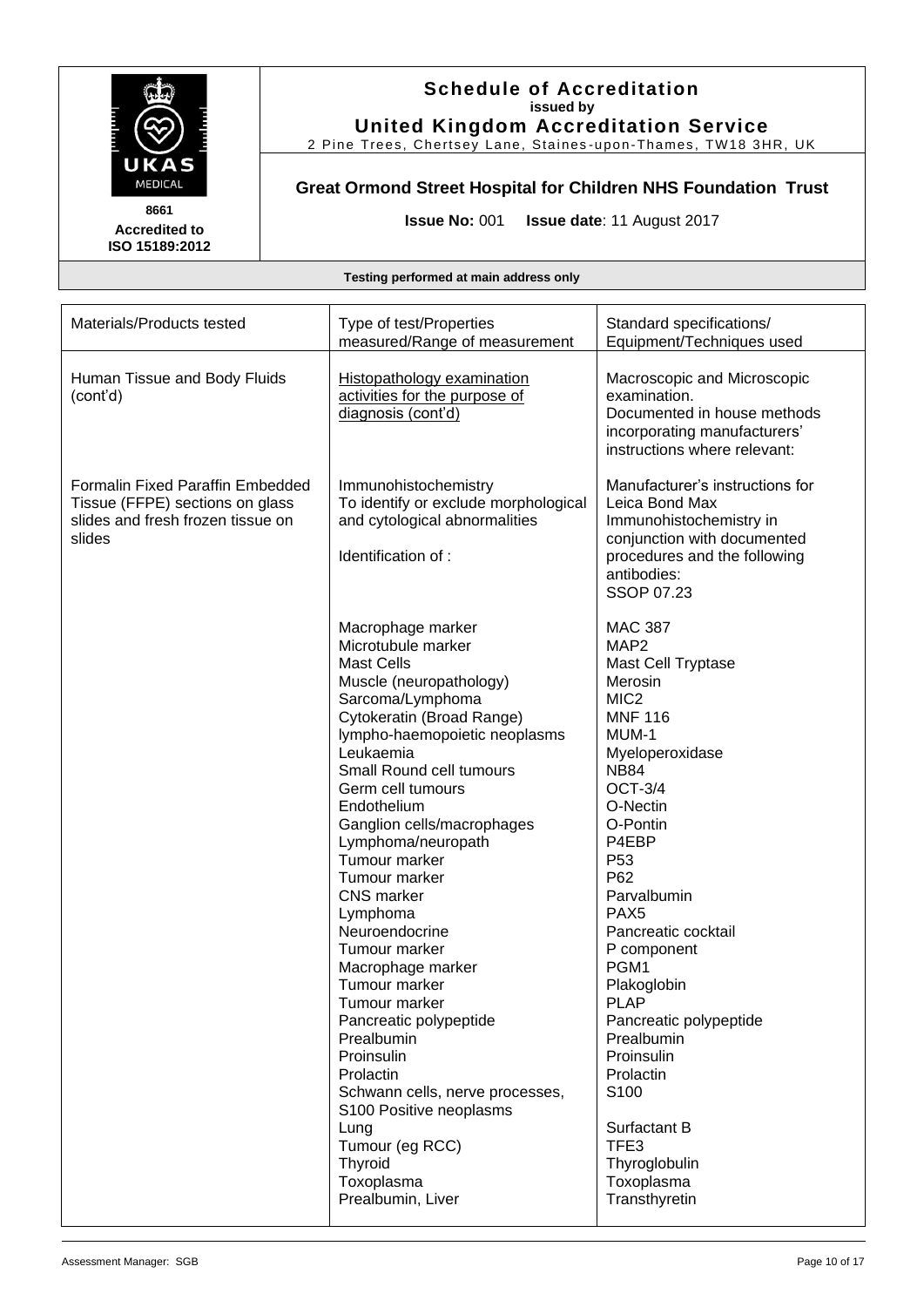**Schedule of Accreditation**
**issued by**
**United Kingdom Accreditation Service**
2 Pine Trees, Chertsey Lane, Staines-upon-Thames, TW18 3HR, UK

UKAS MEDICAL
**8661**
**Accredited to ISO 15189:2012**

**Great Ormond Street Hospital for Children NHS Foundation Trust**

**Issue No:** 001 **Issue date**: 11 August 2017

**Testing performed at main address only**

| Materials/Products tested | Type of test/Properties measured/Range of measurement | Standard specifications/ Equipment/Techniques used |
|---|---|---|
| Human Tissue and Body Fluids (cont'd) | <u>Histopathology examination activities for the purpose of diagnosis (cont'd)</u> | Macroscopic and Microscopic examination. Documented in house methods incorporating manufacturers' instructions where relevant: |
| Formalin Fixed Paraffin Embedded Tissue (FFPE) sections on glass slides and fresh frozen tissue on slides | Immunohistochemistry To identify or exclude morphological and cytological abnormalities<br><br>Identification of : | Manufacturer's instructions for Leica Bond Max Immunohistochemistry in conjunction with documented procedures and the following antibodies: SSOP 07.23 |
| | Macrophage marker | MAC 387 |
| | Microtubule marker | MAP2 |
| | Mast Cells | Mast Cell Tryptase |
| | Muscle (neuropathology) | Merosin |
| | Sarcoma/Lymphoma | MIC2 |
| | Cytokeratin (Broad Range) | MNF 116 |
| | lympho-haemopoietic neoplasms | MUM-1 |
| | Leukaemia | Myeloperoxidase |
| | Small Round cell tumours | NB84 |
| | Germ cell tumours | OCT-3/4 |
| | Endothelium | O-Nectin |
| | Ganglion cells/macrophages | O-Pontin |
| | Lymphoma/neuropath | P4EBP |
| | Tumour marker | P53 |
| | Tumour marker | P62 |
| | CNS marker | Parvalbumin |
| | Lymphoma | PAX5 |
| | Neuroendocrine | Pancreatic cocktail |
| | Tumour marker | P component |
| | Macrophage marker | PGM1 |
| | Tumour marker | Plakoglobin |
| | Tumour marker | PLAP |
| | Pancreatic polypeptide | Pancreatic polypeptide |
| | Prealbumin | Prealbumin |
| | Proinsulin | Proinsulin |
| | Prolactin | Prolactin |
| | Schwann cells, nerve processes, S100 Positive neoplasms | S100 |
| | Lung | Surfactant B |
| | Tumour (eg RCC) | TFE3 |
| | Thyroid | Thyroglobulin |
| | Toxoplasma | Toxoplasma |
| | Prealbumin, Liver | Transthyretin |

Assessment Manager: SGB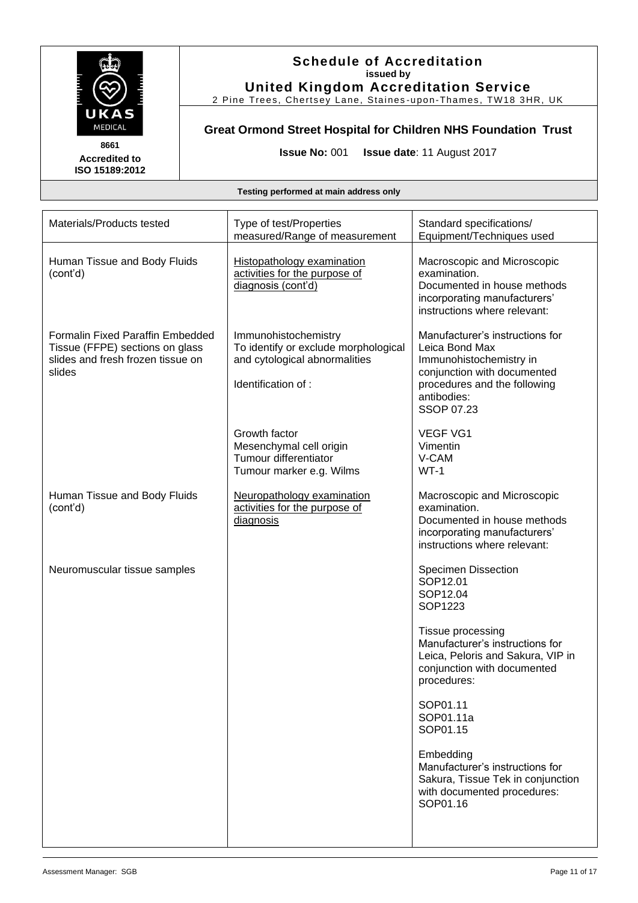# Schedule of Accreditation
**issued by**
**United Kingdom Accreditation Service**
2 Pine Trees, Chertsey Lane, Staines-upon-Thames, TW18 3HR, UK

**8661**
**Accredited to ISO 15189:2012**

## Great Ormond Street Hospital for Children NHS Foundation Trust

**Issue No:** 001 **Issue date**: 11 August 2017

**Testing performed at main address only**

| Materials/Products tested | Type of test/Properties measured/Range of measurement | Standard specifications/ Equipment/Techniques used |
|---|---|---|
| Human Tissue and Body Fluids (cont'd) | Histopathology examination activities for the purpose of diagnosis (cont'd) | Macroscopic and Microscopic examination. Documented in house methods incorporating manufacturers' instructions where relevant: |
| Formalin Fixed Paraffin Embedded Tissue (FFPE) sections on glass slides and fresh frozen tissue on slides | Immunohistochemistry To identify or exclude morphological and cytological abnormalities<br><br>Identification of : | Manufacturer's instructions for Leica Bond Max Immunohistochemistry in conjunction with documented procedures and the following antibodies: SSOP 07.23 |
| | Growth factor<br>Mesenchymal cell origin<br>Tumour differentiator<br>Tumour marker e.g. Wilms | VEGF VG1<br>Vimentin<br>V-CAM<br>WT-1 |
| Human Tissue and Body Fluids (cont'd) | Neuropathology examination activities for the purpose of diagnosis | Macroscopic and Microscopic examination. Documented in house methods incorporating manufacturers' instructions where relevant: |
| Neuromuscular tissue samples | | Specimen Dissection<br>SOP12.01<br>SOP12.04<br>SOP1223<br><br>Tissue processing<br>Manufacturer's instructions for Leica, Peloris and Sakura, VIP in conjunction with documented procedures:<br><br>SOP01.11<br>SOP01.11a<br>SOP01.15<br><br>Embedding<br>Manufacturer's instructions for Sakura, Tissue Tek in conjunction with documented procedures:<br>SOP01.16 |

Assessment Manager: SGB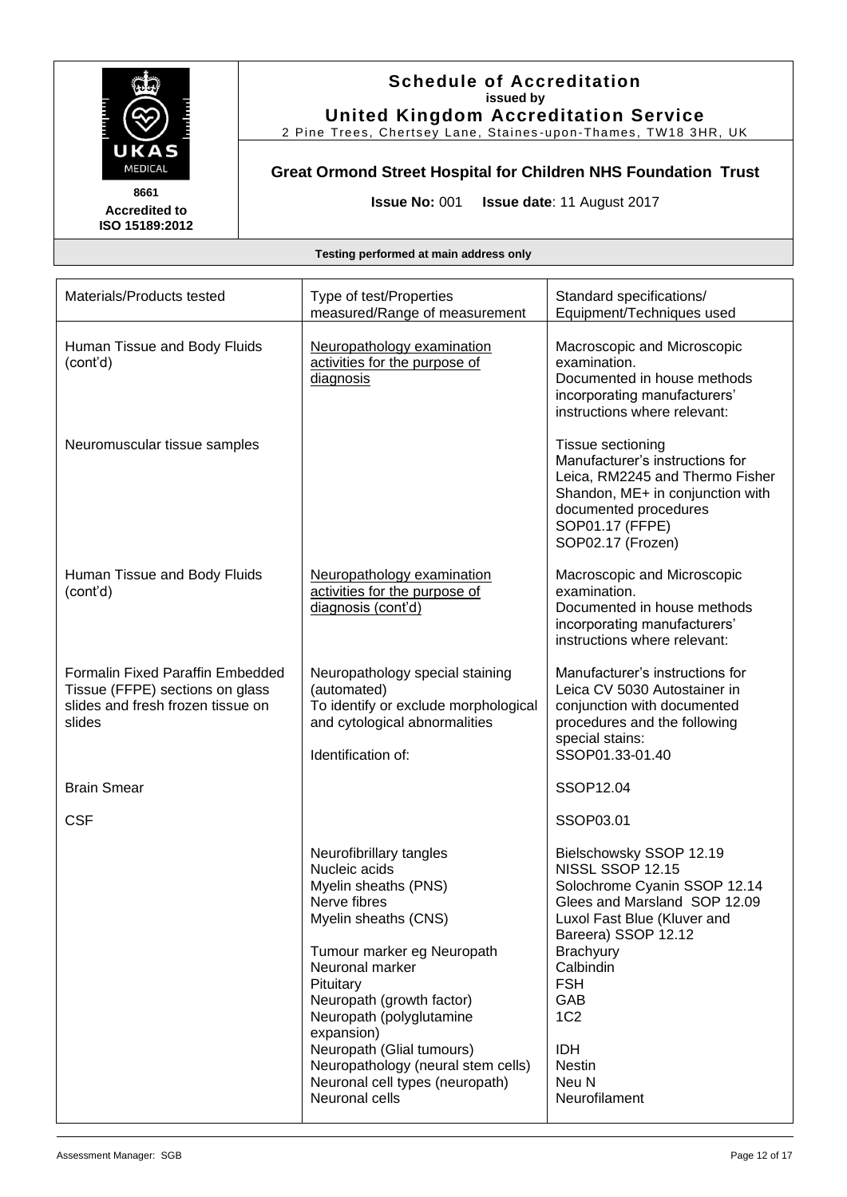## Schedule of Accreditation
**issued by**
**United Kingdom Accreditation Service**
2 Pine Trees, Chertsey Lane, Staines-upon-Thames, TW18 3HR, UK

**8661**
**Accredited to ISO 15189:2012**

### Great Ormond Street Hospital for Children NHS Foundation Trust

**Issue No:** 001 **Issue date**: 11 August 2017

**Testing performed at main address only**

| Materials/Products tested | Type of test/Properties measured/Range of measurement | Standard specifications/ Equipment/Techniques used |
|---|---|---|
| Human Tissue and Body Fluids (cont'd) | Neuropathology examination activities for the purpose of diagnosis | Macroscopic and Microscopic examination. Documented in house methods incorporating manufacturers' instructions where relevant: |
| Neuromuscular tissue samples | | Tissue sectioning Manufacturer's instructions for Leica, RM2245 and Thermo Fisher Shandon, ME+ in conjunction with documented procedures SOP01.17 (FFPE) SOP02.17 (Frozen) |
| Human Tissue and Body Fluids (cont'd) | Neuropathology examination activities for the purpose of diagnosis (cont'd) | Macroscopic and Microscopic examination. Documented in house methods incorporating manufacturers' instructions where relevant: |
| Formalin Fixed Paraffin Embedded Tissue (FFPE) sections on glass slides and fresh frozen tissue on slides | Neuropathology special staining (automated) To identify or exclude morphological and cytological abnormalities<br><br>Identification of: | Manufacturer's instructions for Leica CV 5030 Autostainer in conjunction with documented procedures and the following special stains: SSOP01.33-01.40 |
| Brain Smear | | SSOP12.04 |
| CSF | | SSOP03.01 |
| | Neurofibrillary tangles<br>Nucleic acids<br>Myelin sheaths (PNS)<br>Nerve fibres<br>Myelin sheaths (CNS)<br><br>Tumour marker eg Neuropath<br>Neuronal marker<br>Pituitary<br>Neuropath (growth factor)<br>Neuropath (polyglutamine expansion)<br>Neuropath (Glial tumours)<br>Neuropathology (neural stem cells)<br>Neuronal cell types (neuropath)<br>Neuronal cells | Bielschowsky SSOP 12.19<br>NISSL SSOP 12.15<br>Solochrome Cyanin SSOP 12.14<br>Glees and Marsland SOP 12.09<br>Luxol Fast Blue (Kluver and Bareera) SSOP 12.12<br>Brachyury<br>Calbindin<br>FSH<br>GAB<br>1C2<br><br>IDH<br>Nestin<br>Neu N<br>Neurofilament |

Assessment Manager: SGB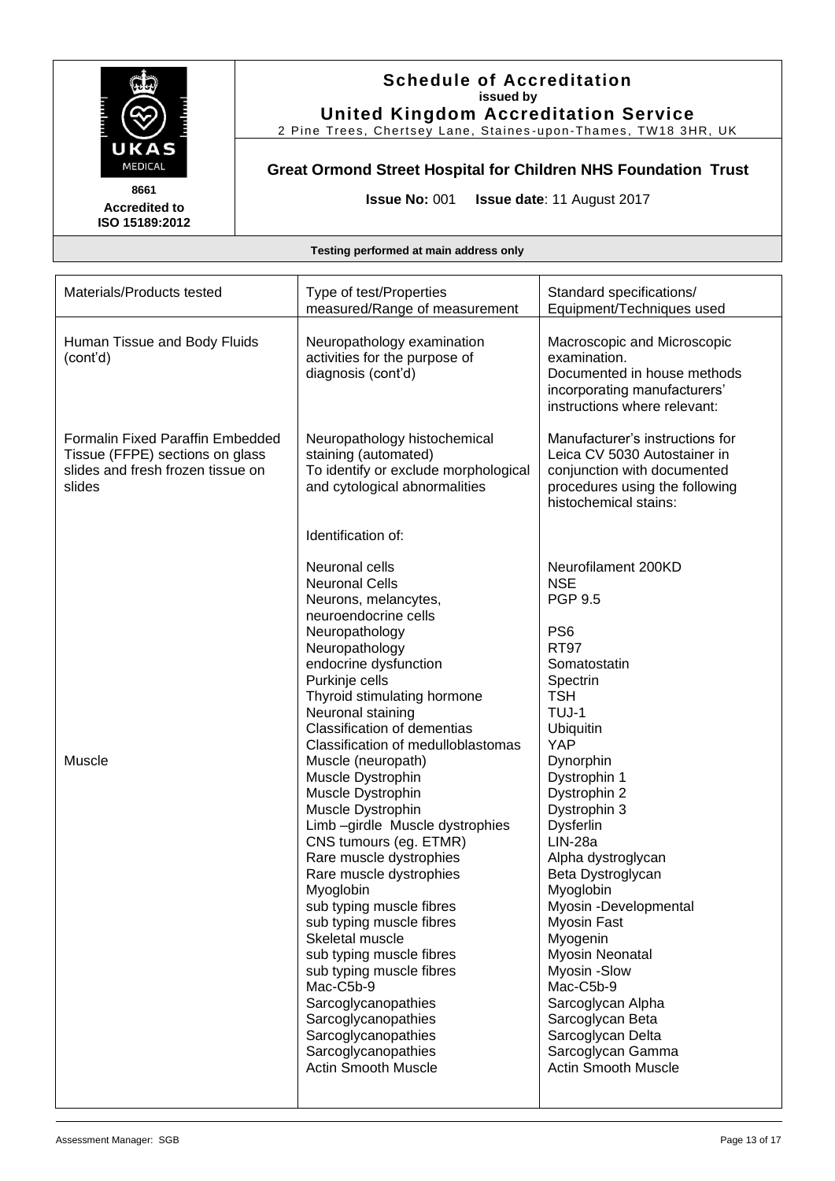# Schedule of Accreditation

issued by

**United Kingdom Accreditation Service**

2 Pine Trees, Chertsey Lane, Staines-upon-Thames, TW18 3HR, UK

**8661**
**Accredited to ISO 15189:2012**

## Great Ormond Street Hospital for Children NHS Foundation Trust

**Issue No:** 001 **Issue date**: 11 August 2017

**Testing performed at main address only**

| Materials/Products tested | Type of test/Properties measured/Range of measurement | Standard specifications/ Equipment/Techniques used |
|---|---|---|
| Human Tissue and Body Fluids (cont'd) | Neuropathology examination activities for the purpose of diagnosis (cont'd) | Macroscopic and Microscopic examination. Documented in house methods incorporating manufacturers' instructions where relevant: |
| Formalin Fixed Paraffin Embedded Tissue (FFPE) sections on glass slides and fresh frozen tissue on slides | Neuropathology histochemical staining (automated) To identify or exclude morphological and cytological abnormalities | Manufacturer's instructions for Leica CV 5030 Autostainer in conjunction with documented procedures using the following histochemical stains: |
| | Identification of: | |
| | Neuronal cells | Neurofilament 200KD |
| | Neuronal Cells | NSE |
| | Neurons, melancytes, neuroendocrine cells | PGP 9.5 |
| | Neuropathology | PS6 |
| | Neuropathology | RT97 |
| | endocrine dysfunction | Somatostatin |
| | Purkinje cells | Spectrin |
| | Thyroid stimulating hormone | TSH |
| | Neuronal staining | TUJ-1 |
| | Classification of dementias | Ubiquitin |
| | Classification of medulloblastomas | YAP |
| Muscle | Muscle (neuropath) | Dynorphin |
| | Muscle Dystrophin | Dystrophin 1 |
| | Muscle Dystrophin | Dystrophin 2 |
| | Muscle Dystrophin | Dystrophin 3 |
| | Limb –girdle Muscle dystrophies | Dysferlin |
| | CNS tumours (eg. ETMR) | LIN-28a |
| | Rare muscle dystrophies | Alpha dystroglycan |
| | Rare muscle dystrophies | Beta Dystroglycan |
| | Myoglobin | Myoglobin |
| | sub typing muscle fibres | Myosin -Developmental |
| | sub typing muscle fibres | Myosin Fast |
| | Skeletal muscle | Myogenin |
| | sub typing muscle fibres | Myosin Neonatal |
| | sub typing muscle fibres | Myosin -Slow |
| | Mac-C5b-9 | Mac-C5b-9 |
| | Sarcoglycanopathies | Sarcoglycan Alpha |
| | Sarcoglycanopathies | Sarcoglycan Beta |
| | Sarcoglycanopathies | Sarcoglycan Delta |
| | Sarcoglycanopathies | Sarcoglycan Gamma |
| | Actin Smooth Muscle | Actin Smooth Muscle |

Assessment Manager: SGB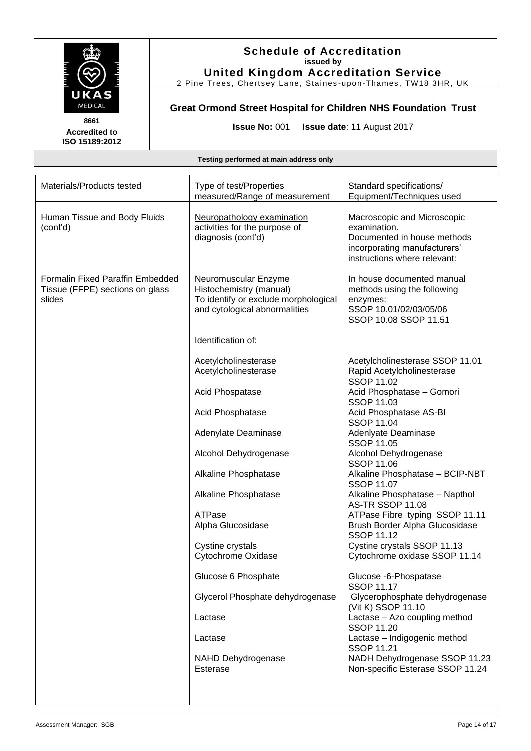**8661**
**Accredited to ISO 15189:2012**

# Schedule of Accreditation
**issued by**
## United Kingdom Accreditation Service
2 Pine Trees, Chertsey Lane, Staines-upon-Thames, TW18 3HR, UK

### Great Ormond Street Hospital for Children NHS Foundation Trust

**Issue No:** 001 **Issue date**: 11 August 2017

**Testing performed at main address only**

| Materials/Products tested | Type of test/Properties measured/Range of measurement | Standard specifications/ Equipment/Techniques used |
|---|---|---|
| Human Tissue and Body Fluids (cont'd) | Neuropathology examination activities for the purpose of diagnosis (cont'd) | Macroscopic and Microscopic examination.<br>Documented in house methods incorporating manufacturers' instructions where relevant: |
| Formalin Fixed Paraffin Embedded Tissue (FFPE) sections on glass slides | Neuromuscular Enzyme Histochemistry (manual)<br>To identify or exclude morphological and cytological abnormalities | In house documented manual methods using the following enzymes:<br>SSOP 10.01/02/03/05/06<br>SSOP 10.08 SSOP 11.51 |
| | Identification of: | |
| | Acetylcholinesterase | Acetylcholinesterase SSOP 11.01 |
| | Acetylcholinesterase | Rapid Acetylcholinesterase SSOP 11.02 |
| | Acid Phospatase | Acid Phosphatase – Gomori SSOP 11.03 |
| | Acid Phosphatase | Acid Phosphatase AS-BI SSOP 11.04 |
| | Adenylate Deaminase | Adenlyate Deaminase SSOP 11.05 |
| | Alcohol Dehydrogenase | Alcohol Dehydrogenase SSOP 11.06 |
| | Alkaline Phosphatase | Alkaline Phosphatase – BCIP-NBT SSOP 11.07 |
| | Alkaline Phosphatase | Alkaline Phosphatase – Napthol AS-TR SSOP 11.08 |
| | ATPase | ATPase Fibre typing SSOP 11.11 |
| | Alpha Glucosidase | Brush Border Alpha Glucosidase SSOP 11.12 |
| | Cystine crystals | Cystine crystals SSOP 11.13 |
| | Cytochrome Oxidase | Cytochrome oxidase SSOP 11.14 |
| | Glucose 6 Phosphate | Glucose -6-Phospatase SSOP 11.17 |
| | Glycerol Phosphate dehydrogenase | Glycerophosphate dehydrogenase (Vit K) SSOP 11.10 |
| | Lactase | Lactase – Azo coupling method SSOP 11.20 |
| | Lactase | Lactase – Indigogenic method SSOP 11.21 |
| | NAHD Dehydrogenase | NADH Dehydrogenase SSOP 11.23 |
| | Esterase | Non-specific Esterase SSOP 11.24 |

Assessment Manager: SGB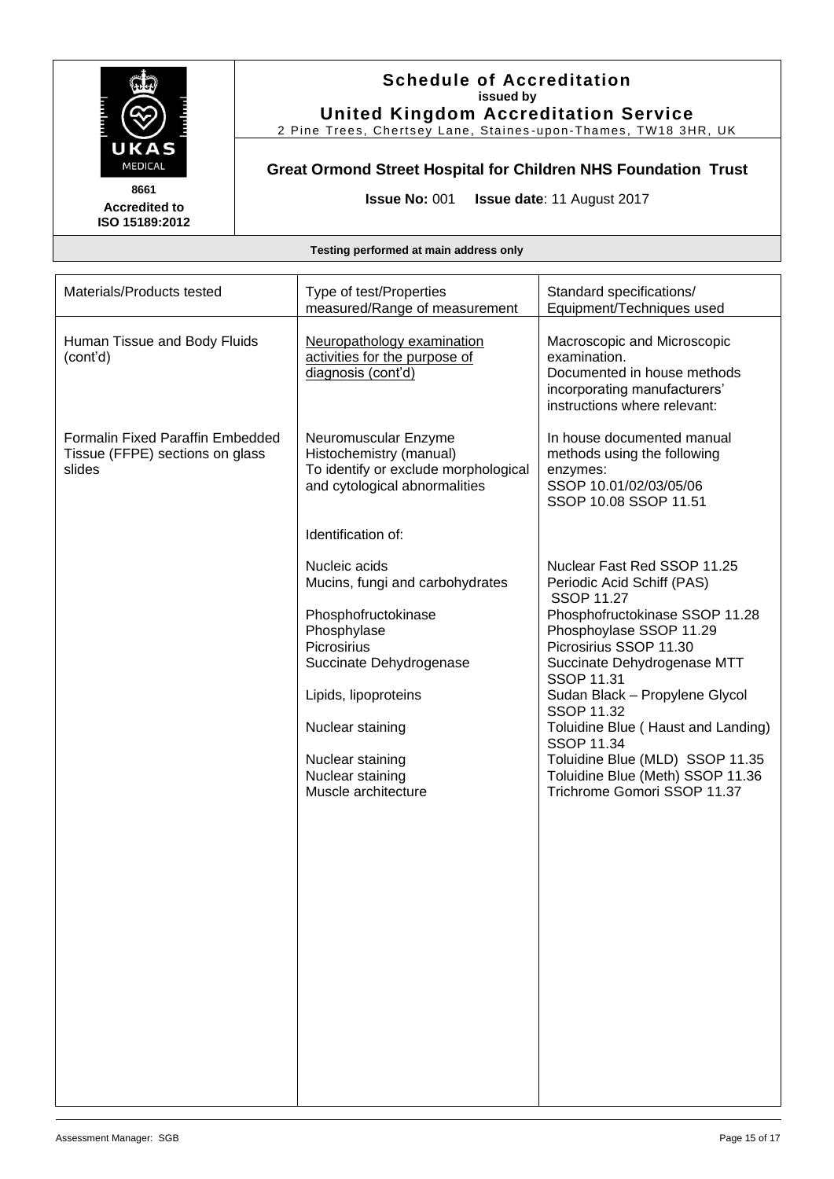# Schedule of Accreditation

**issued by**

**United Kingdom Accreditation Service**

2 Pine Trees, Chertsey Lane, Staines-upon-Thames, TW18 3HR, UK

UKAS MEDICAL

**8661**

**Accredited to ISO 15189:2012**

## Great Ormond Street Hospital for Children NHS Foundation Trust

**Issue No:** 001 **Issue date**: 11 August 2017

**Testing performed at main address only**

| Materials/Products tested | Type of test/Properties measured/Range of measurement | Standard specifications/ Equipment/Techniques used |
|---|---|---|
| Human Tissue and Body Fluids (cont'd) | Neuropathology examination activities for the purpose of diagnosis (cont'd) | Macroscopic and Microscopic examination.<br>Documented in house methods incorporating manufacturers' instructions where relevant: |
| Formalin Fixed Paraffin Embedded Tissue (FFPE) sections on glass slides | Neuromuscular Enzyme Histochemistry (manual)<br>To identify or exclude morphological and cytological abnormalities | In house documented manual methods using the following enzymes:<br>SSOP 10.01/02/03/05/06<br>SSOP 10.08 SSOP 11.51 |
| | Identification of: | |
| | Nucleic acids | Nuclear Fast Red SSOP 11.25 |
| | Mucins, fungi and carbohydrates | Periodic Acid Schiff (PAS) SSOP 11.27 |
| | Phosphofructokinase | Phosphofructokinase SSOP 11.28 |
| | Phosphylase | Phosphoylase SSOP 11.29 |
| | Picrosirius | Picrosirius SSOP 11.30 |
| | Succinate Dehydrogenase | Succinate Dehydrogenase MTT SSOP 11.31 |
| | Lipids, lipoproteins | Sudan Black – Propylene Glycol SSOP 11.32 |
| | Nuclear staining | Toluidine Blue ( Haust and Landing) SSOP 11.34 |
| | Nuclear staining | Toluidine Blue (MLD) SSOP 11.35 |
| | Nuclear staining | Toluidine Blue (Meth) SSOP 11.36 |
| | Muscle architecture | Trichrome Gomori SSOP 11.37 |

Assessment Manager: SGB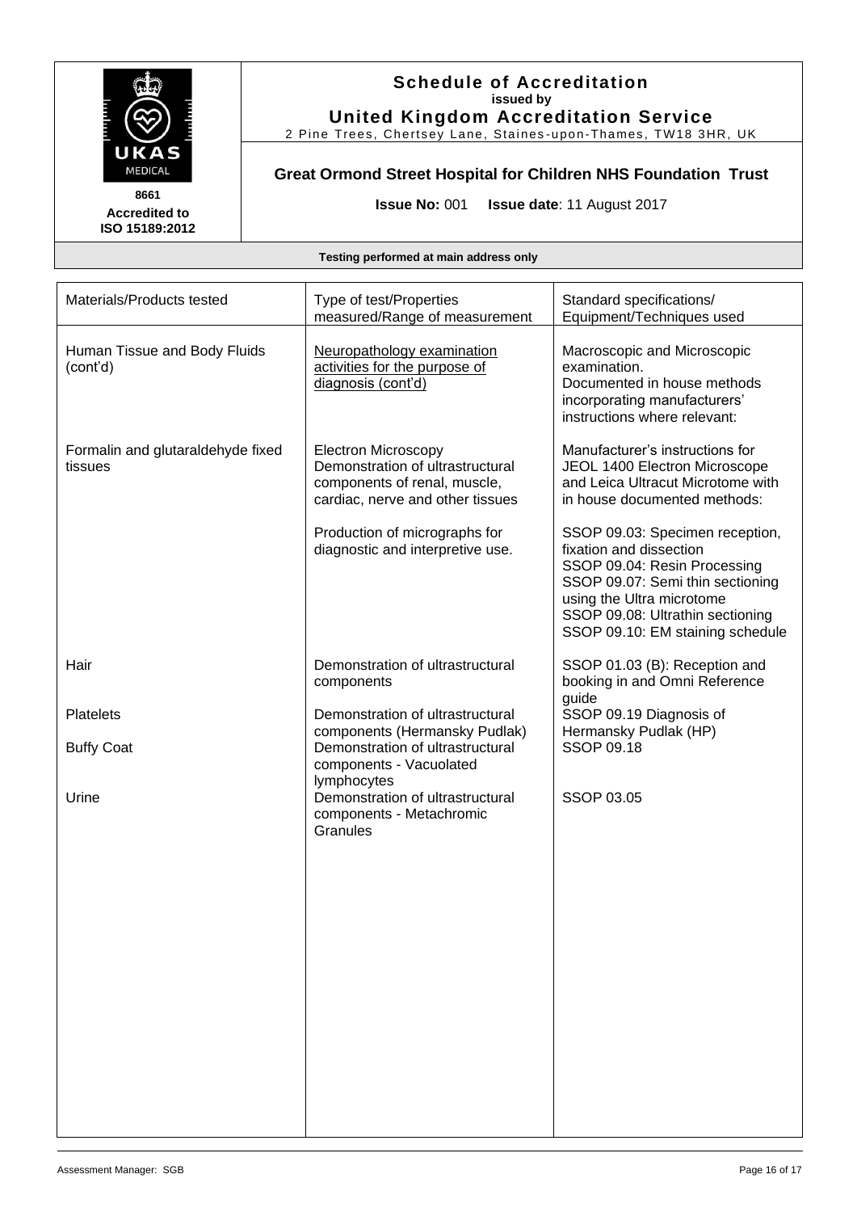# Schedule of Accreditation
**issued by**
**United Kingdom Accreditation Service**
2 Pine Trees, Chertsey Lane, Staines-upon-Thames, TW18 3HR, UK

UKAS MEDICAL
**8661**
**Accredited to ISO 15189:2012**

## Great Ormond Street Hospital for Children NHS Foundation Trust

**Issue No:** 001 **Issue date**: 11 August 2017

**Testing performed at main address only**

| Materials/Products tested | Type of test/Properties measured/Range of measurement | Standard specifications/ Equipment/Techniques used |
|---|---|---|
| Human Tissue and Body Fluids (cont'd) | Neuropathology examination activities for the purpose of diagnosis (cont'd) | Macroscopic and Microscopic examination.<br>Documented in house methods incorporating manufacturers' instructions where relevant: |
| Formalin and glutaraldehyde fixed tissues | Electron Microscopy<br>Demonstration of ultrastructural components of renal, muscle, cardiac, nerve and other tissues<br><br>Production of micrographs for diagnostic and interpretive use. | Manufacturer's instructions for JEOL 1400 Electron Microscope and Leica Ultracut Microtome with in house documented methods:<br><br>SSOP 09.03: Specimen reception, fixation and dissection<br>SSOP 09.04: Resin Processing<br>SSOP 09.07: Semi thin sectioning using the Ultra microtome<br>SSOP 09.08: Ultrathin sectioning<br>SSOP 09.10: EM staining schedule |
| Hair | Demonstration of ultrastructural components | SSOP 01.03 (B): Reception and booking in and Omni Reference guide |
| Platelets | Demonstration of ultrastructural components (Hermansky Pudlak) | SSOP 09.19 Diagnosis of Hermansky Pudlak (HP) |
| Buffy Coat | Demonstration of ultrastructural components - Vacuolated lymphocytes | SSOP 09.18 |
| Urine | Demonstration of ultrastructural components - Metachromic Granules | SSOP 03.05 |

Assessment Manager: SGB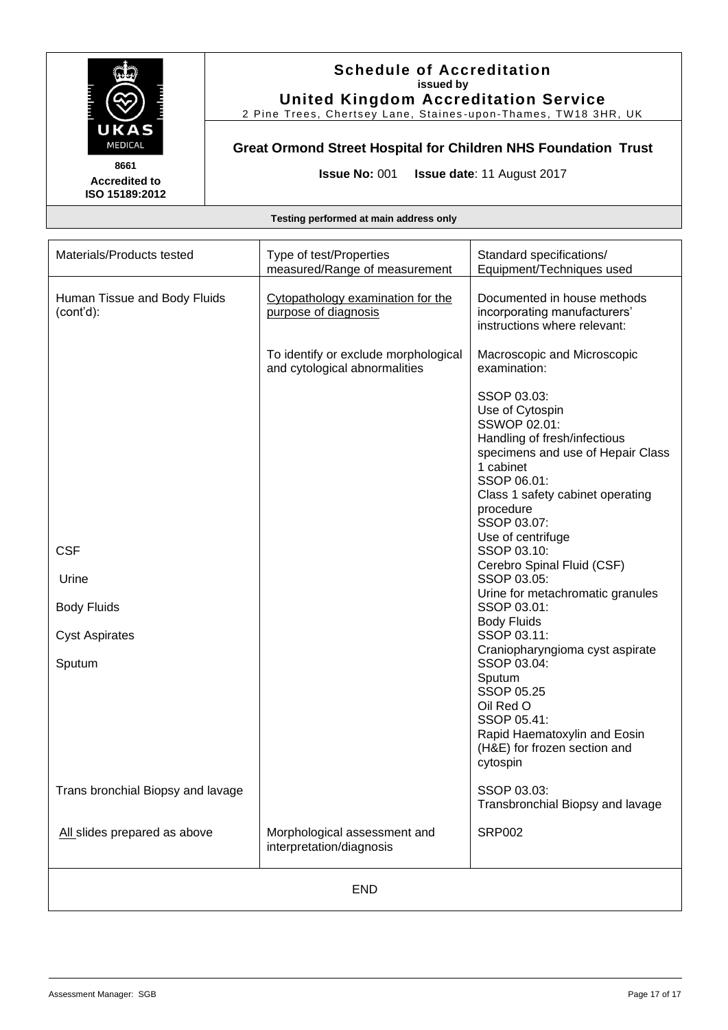# Schedule of Accreditation

**issued by**

**United Kingdom Accreditation Service**

2 Pine Trees, Chertsey Lane, Staines-upon-Thames, TW18 3HR, UK

UKAS MEDICAL

**8661**
**Accredited to ISO 15189:2012**

## Great Ormond Street Hospital for Children NHS Foundation Trust

**Issue No:** 001 **Issue date**: 11 August 2017

**Testing performed at main address only**

| Materials/Products tested | Type of test/Properties measured/Range of measurement | Standard specifications/ Equipment/Techniques used |
|---|---|---|
| Human Tissue and Body Fluids (cont'd): | Cytopathology examination for the purpose of diagnosis | Documented in house methods incorporating manufacturers' instructions where relevant: |
| | To identify or exclude morphological and cytological abnormalities | Macroscopic and Microscopic examination:<br><br>SSOP 03.03: Use of Cytospin<br>SSWOP 02.01: Handling of fresh/infectious specimens and use of Hepair Class 1 cabinet<br>SSOP 06.01: Class 1 safety cabinet operating procedure<br>SSOP 03.07: Use of centrifuge |
| CSF | | SSOP 03.10: Cerebro Spinal Fluid (CSF) |
| Urine | | SSOP 03.05: Urine for metachromatic granules |
| Body Fluids | | SSOP 03.01: Body Fluids |
| Cyst Aspirates | | SSOP 03.11: Craniopharyngioma cyst aspirate |
| Sputum | | SSOP 03.04: Sputum<br>SSOP 05.25 Oil Red O<br>SSOP 05.41: Rapid Haematoxylin and Eosin (H&E) for frozen section and cytospin |
| Trans bronchial Biopsy and lavage | | SSOP 03.03: Transbronchial Biopsy and lavage |
| All slides prepared as above | Morphological assessment and interpretation/diagnosis | SRP002 |

END

Assessment Manager: SGB